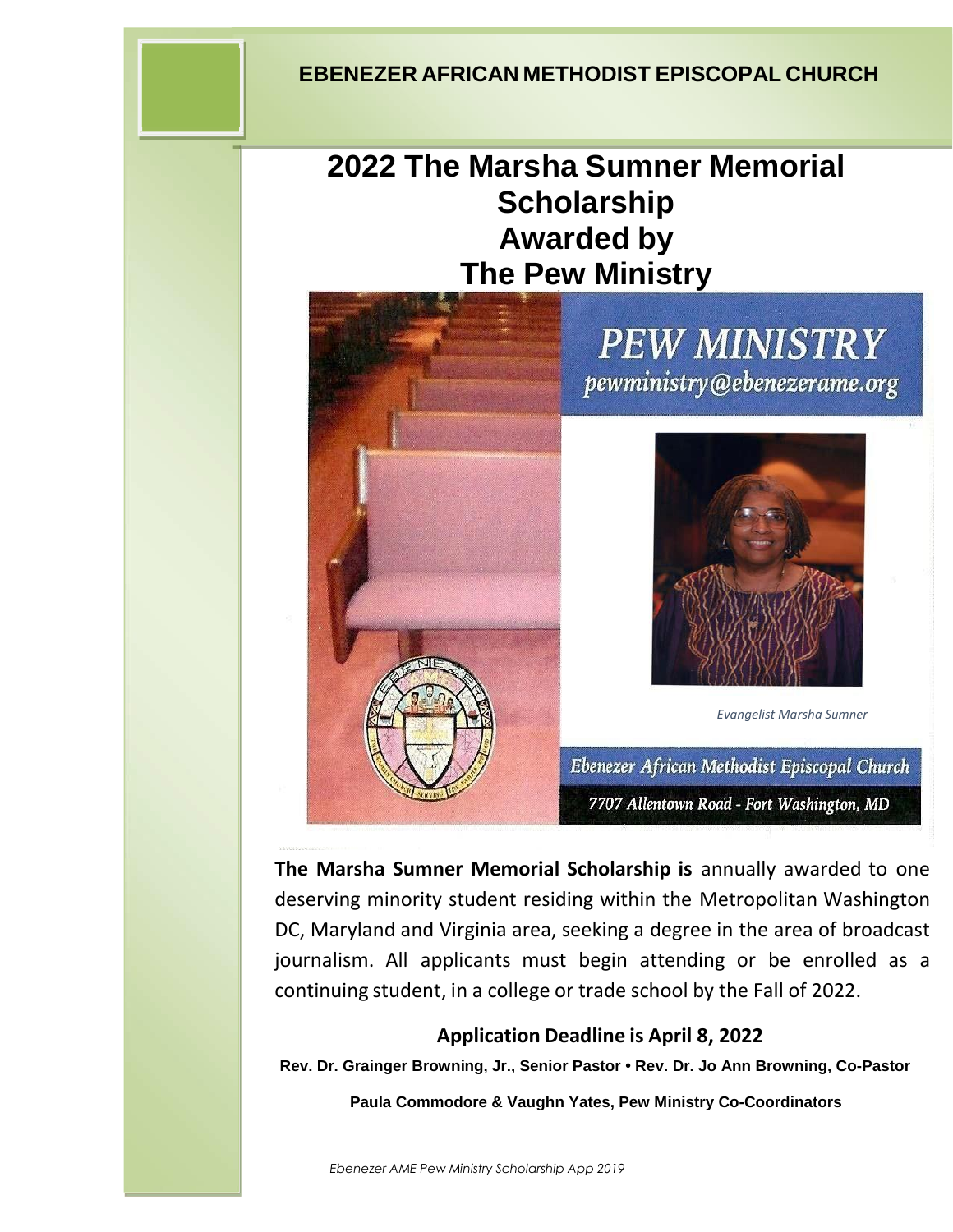**EBENEZER AFRICAN METHODIST EPISCOPAL CHURCH**

# 2022 The Marsha Sumner Memorial Scholarship Awarded by The Pew Ministry

PEW MINISTRY

pewministry@ebenezerame.org

*Evangelist Marsha Sumner*

Ebenezer African Methodist Episcopal Church

7707 Allentown Road - Fort Washington, MD

**The Marsha Sumner Memorial Scholarship is** annually awarded to one deserving minority student residing within the Metropolitan Washington DC, Maryland and Virginia area, seeking a degree in the area of broadcast journalism. All applicants must begin attending or be enrolled as a continuing student, in a college or trade school by the Fall of 2022.

**Application Deadline is April 8, 2022**

**Rev. Dr. Grainger Browning, Jr., Senior Pastor • Rev. Dr. Jo Ann Browning, Co-Pastor**

**Paula Commodore & Vaughn Yates, Pew Ministry Co-Coordinators**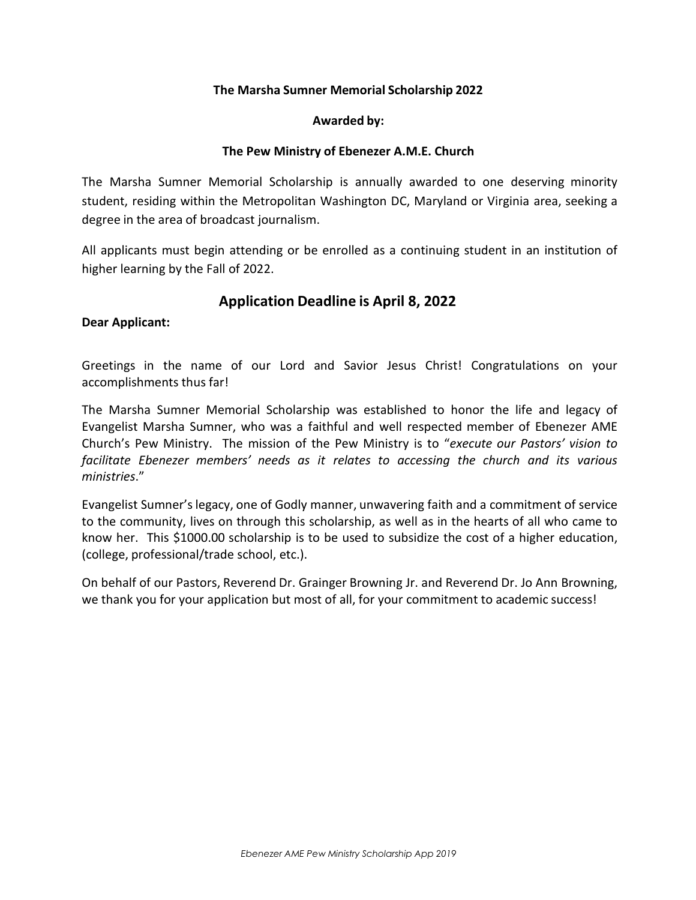**The Marsha Sumner Memorial Scholarship 2022**

**Awarded by:**

**The Pew Ministry of Ebenezer A.M.E. Church**

The Marsha Sumner Memorial Scholarship is annually awarded to one deserving minority student, residing within the Metropolitan Washington DC, Maryland or Virginia area, seeking a degree in the area of broadcast journalism.

All applicants must begin attending or be enrolled as a continuing student in an institution of higher learning by the Fall of 2022.

## Application Deadline is April 8, 2022

**Dear Applicant:**

Greetings in the name of our Lord and Savior Jesus Christ! Congratulations on your accomplishments thus far!

The Marsha Sumner Memorial Scholarship was established to honor the life and legacy of Evangelist Marsha Sumner, who was a faithful and well respected member of Ebenezer AME Church's Pew Ministry. The mission of the Pew Ministry is to "*execute our Pastors' vision to facilitate Ebenezer members' needs as it relates to accessing the church and its various ministries*."

Evangelist Sumner's legacy, one of Godly manner, unwavering faith and a commitment of service to the community, lives on through this scholarship, as well as in the hearts of all who came to know her. This $1000.00 scholarship is to be used to subsidize the cost of a higher education, (college, professional/trade school, etc.).

On behalf of our Pastors, Reverend Dr. Grainger Browning Jr. and Reverend Dr. Jo Ann Browning, we thank you for your application but most of all, for your commitment to academic success!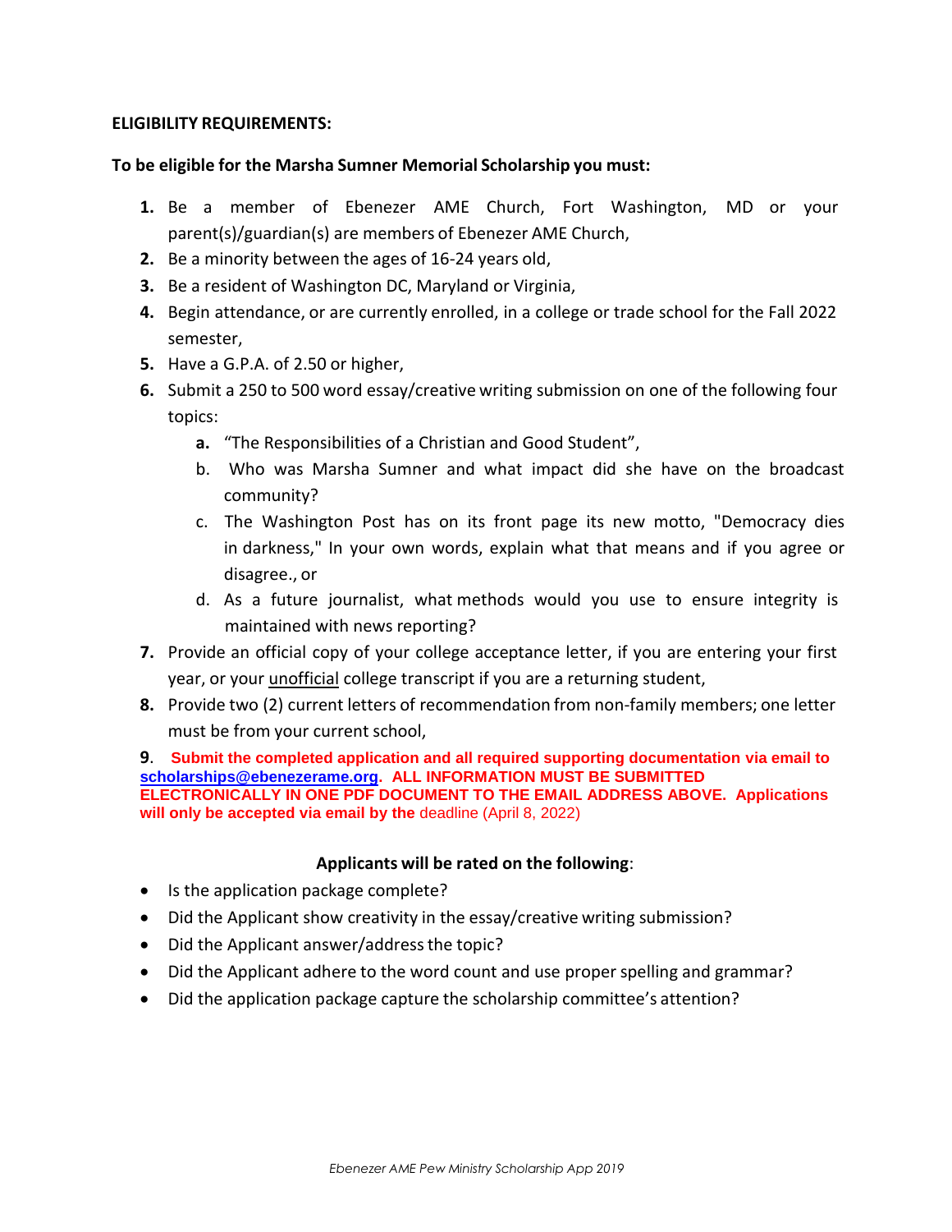**ELIGIBILITY REQUIREMENTS:**

**To be eligible for the Marsha Sumner Memorial Scholarship you must:**

1. Be a member of Ebenezer AME Church, Fort Washington, MD or your parent(s)/guardian(s) are members of Ebenezer AME Church,
2. Be a minority between the ages of 16-24 years old,
3. Be a resident of Washington DC, Maryland or Virginia,
4. Begin attendance, or are currently enrolled, in a college or trade school for the Fall 2022 semester,
5. Have a G.P.A. of 2.50 or higher,
6. Submit a 250 to 500 word essay/creative writing submission on one of the following four topics:
   a. "The Responsibilities of a Christian and Good Student",
   b. Who was Marsha Sumner and what impact did she have on the broadcast community?
   c. The Washington Post has on its front page its new motto, "Democracy dies in darkness," In your own words, explain what that means and if you agree or disagree., or
   d. As a future journalist, what methods would you use to ensure integrity is maintained with news reporting?
7. Provide an official copy of your college acceptance letter, if you are entering your first year, or your unofficial college transcript if you are a returning student,
8. Provide two (2) current letters of recommendation from non-family members; one letter must be from your current school,
9. **Submit the completed application and all required supporting documentation via email to scholarships@ebenezerame.org. ALL INFORMATION MUST BE SUBMITTED ELECTRONICALLY IN ONE PDF DOCUMENT TO THE EMAIL ADDRESS ABOVE. Applications will only be accepted via email by the** deadline (April 8, 2022)

**Applicants will be rated on the following**:

- Is the application package complete?
- Did the Applicant show creativity in the essay/creative writing submission?
- Did the Applicant answer/address the topic?
- Did the Applicant adhere to the word count and use proper spelling and grammar?
- Did the application package capture the scholarship committee's attention?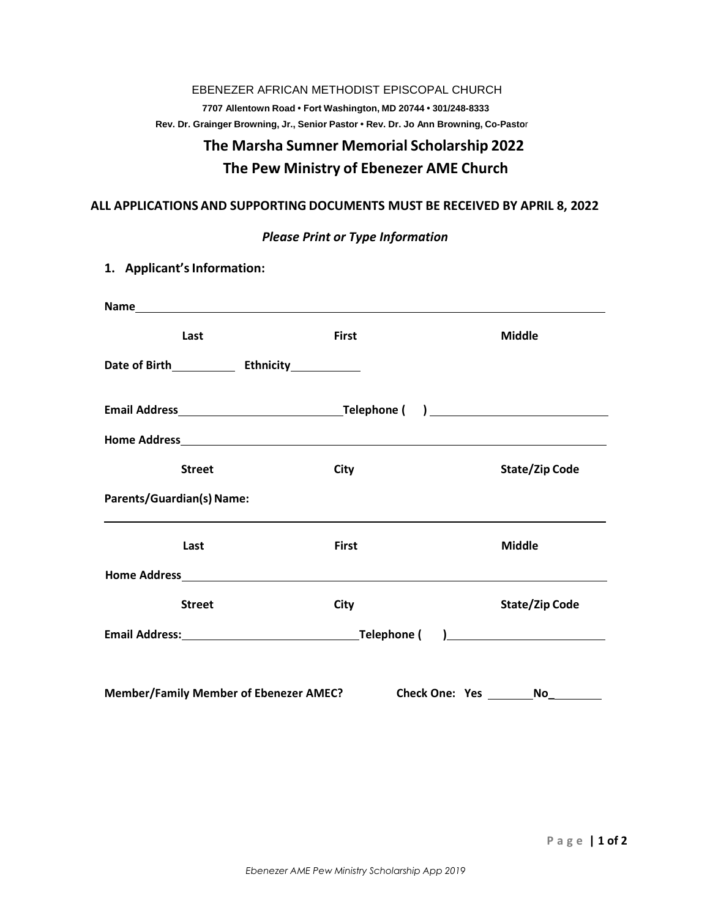EBENEZER AFRICAN METHODIST EPISCOPAL CHURCH

**7707 Allentown Road • Fort Washington, MD 20744 • 301/248-8333**

**Rev. Dr. Grainger Browning, Jr., Senior Pastor • Rev. Dr. Jo Ann Browning, Co-Pastor**

# The Marsha Sumner Memorial Scholarship 2022

# The Pew Ministry of Ebenezer AME Church

**ALL APPLICATIONS AND SUPPORTING DOCUMENTS MUST BE RECEIVED BY APRIL 8, 2022**

***Please Print or Type Information***

## 1. Applicant's Information:

**Name** ______________________________________________________________

**Last** **First** **Middle**

**Date of Birth** __________ **Ethnicity** ___________

**Email Address** __________________________ **Telephone (  )** __________________________

**Home Address** ______________________________________________________________

**Street** **City** **State/Zip Code**

**Parents/Guardian(s) Name:**

______________________________________________________________

**Last** **First** **Middle**

**Home Address** ______________________________________________________________

**Street** **City** **State/Zip Code**

**Email Address:** __________________________ **Telephone (  )** __________________________

**Member/Family Member of Ebenezer AMEC?** **Check One: Yes** _______ **No** _______

*Ebenezer AME Pew Ministry Scholarship App 2019*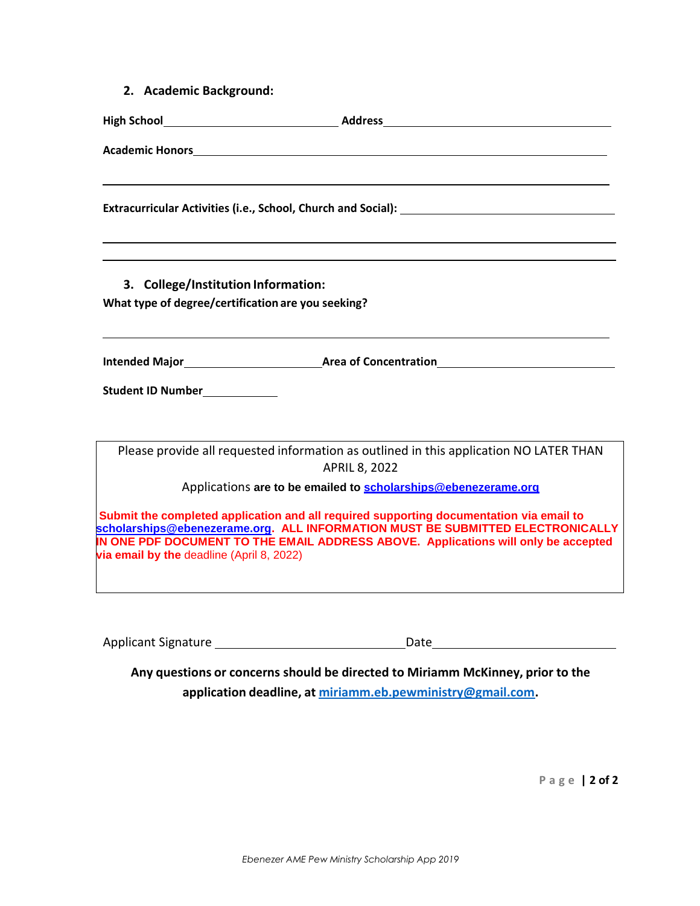## 2. Academic Background:

**High School** ______________________________ **Address** ______________________________________

**Academic Honors** _______________________________________________________________________

___________________________________________________________________________________

**Extracurricular Activities (i.e., School, Church and Social):** _____________________________

___________________________________________________________________________________

___________________________________________________________________________________

## 3. College/Institution Information:

**What type of degree/certification are you seeking?**

___________________________________________________________________________________

**Intended Major** ________________________ **Area of Concentration** ___________________________

**Student ID Number** ____________

Please provide all requested information as outlined in this application NO LATER THAN APRIL 8, 2022

Applications **are to be emailed to** **scholarships@ebenezerame.org**

**Submit the completed application and all required supporting documentation via email to scholarships@ebenezerame.org. ALL INFORMATION MUST BE SUBMITTED ELECTRONICALLY IN ONE PDF DOCUMENT TO THE EMAIL ADDRESS ABOVE. Applications will only be accepted via email by the** deadline (April 8, 2022)

Applicant Signature ______________________________ Date ___________________________

**Any questions or concerns should be directed to Miriamm McKinney, prior to the application deadline, at miriamm.eb.pewministry@gmail.com.**